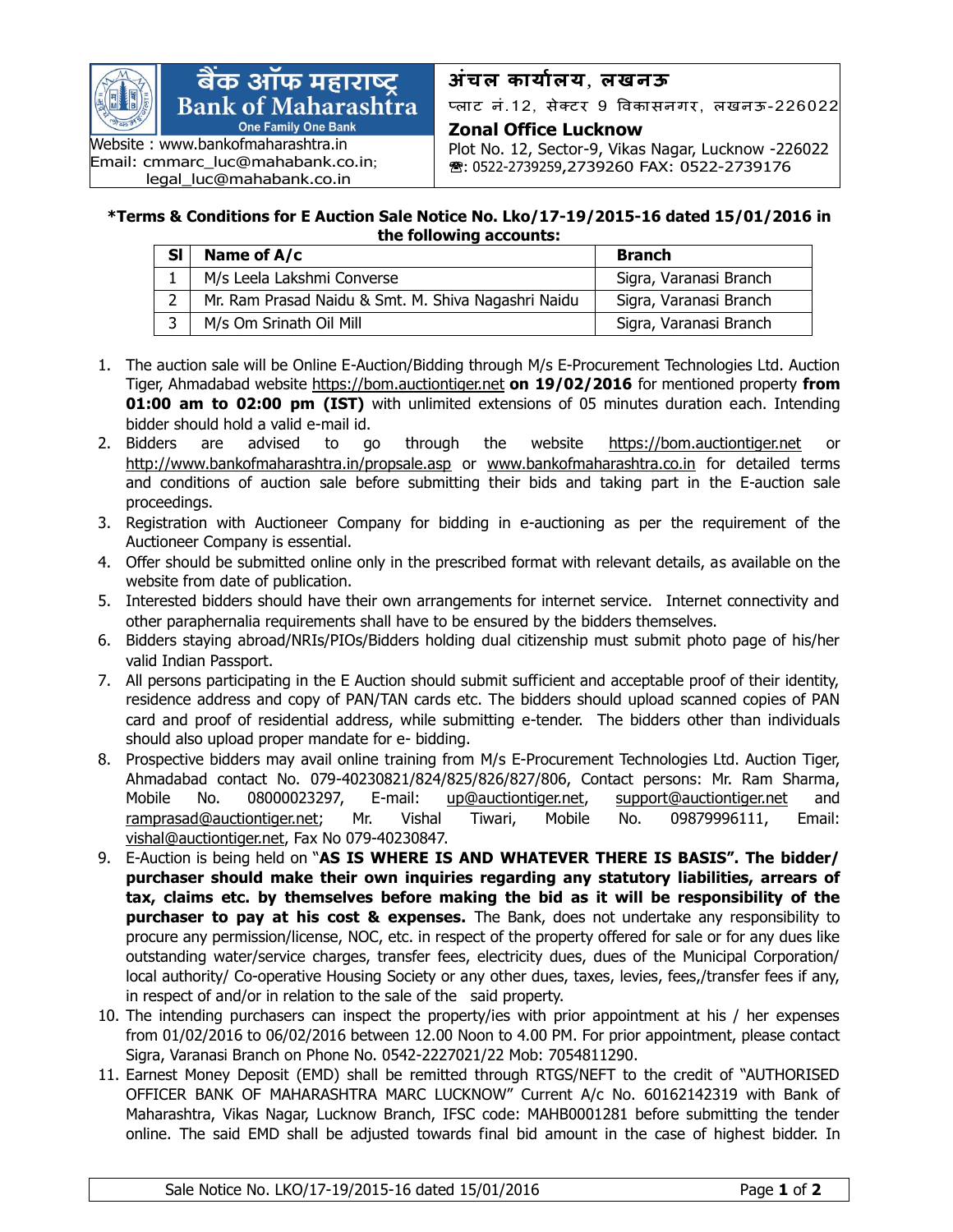बैंक ऑफ महाराष्ट्र
**Bank of Maharashtra**
One Family One Bank

Website : www.bankofmaharashtra.in
Email: cmmarc_luc@mahabank.co.in; legal_luc@mahabank.co.in

**अंचल कार्यालय, लखनऊ**
प्लाट नं.12, सेक्टर 9 विकासनगर, लखनऊ-226022

**Zonal Office Lucknow**
Plot No. 12, Sector-9, Vikas Nagar, Lucknow -226022
☎: 0522-2739259,2739260 FAX: 0522-2739176

**\*Terms & Conditions for E Auction Sale Notice No. Lko/17-19/2015-16 dated 15/01/2016 in the following accounts:**

| Sl | Name of A/c | Branch |
|---|---|---|
| 1 | M/s Leela Lakshmi Converse | Sigra, Varanasi Branch |
| 2 | Mr. Ram Prasad Naidu & Smt. M. Shiva Nagashri Naidu | Sigra, Varanasi Branch |
| 3 | M/s Om Srinath Oil Mill | Sigra, Varanasi Branch |

1. The auction sale will be Online E-Auction/Bidding through M/s E-Procurement Technologies Ltd. Auction Tiger, Ahmadabad website https://bom.auctiontiger.net **on 19/02/2016** for mentioned property **from 01:00 am to 02:00 pm (IST)** with unlimited extensions of 05 minutes duration each. Intending bidder should hold a valid e-mail id.
2. Bidders are advised to go through the website https://bom.auctiontiger.net or http://www.bankofmaharashtra.in/propsale.asp or www.bankofmaharashtra.co.in for detailed terms and conditions of auction sale before submitting their bids and taking part in the E-auction sale proceedings.
3. Registration with Auctioneer Company for bidding in e-auctioning as per the requirement of the Auctioneer Company is essential.
4. Offer should be submitted online only in the prescribed format with relevant details, as available on the website from date of publication.
5. Interested bidders should have their own arrangements for internet service. Internet connectivity and other paraphernalia requirements shall have to be ensured by the bidders themselves.
6. Bidders staying abroad/NRIs/PIOs/Bidders holding dual citizenship must submit photo page of his/her valid Indian Passport.
7. All persons participating in the E Auction should submit sufficient and acceptable proof of their identity, residence address and copy of PAN/TAN cards etc. The bidders should upload scanned copies of PAN card and proof of residential address, while submitting e-tender. The bidders other than individuals should also upload proper mandate for e- bidding.
8. Prospective bidders may avail online training from M/s E-Procurement Technologies Ltd. Auction Tiger, Ahmadabad contact No. 079-40230821/824/825/826/827/806, Contact persons: Mr. Ram Sharma, Mobile No. 08000023297, E-mail: up@auctiontiger.net, support@auctiontiger.net and ramprasad@auctiontiger.net; Mr. Vishal Tiwari, Mobile No. 09879996111, Email: vishal@auctiontiger.net, Fax No 079-40230847.
9. E-Auction is being held on "**AS IS WHERE IS AND WHATEVER THERE IS BASIS". The bidder/ purchaser should make their own inquiries regarding any statutory liabilities, arrears of tax, claims etc. by themselves before making the bid as it will be responsibility of the purchaser to pay at his cost & expenses.** The Bank, does not undertake any responsibility to procure any permission/license, NOC, etc. in respect of the property offered for sale or for any dues like outstanding water/service charges, transfer fees, electricity dues, dues of the Municipal Corporation/ local authority/ Co-operative Housing Society or any other dues, taxes, levies, fees,/transfer fees if any, in respect of and/or in relation to the sale of the said property.
10. The intending purchasers can inspect the property/ies with prior appointment at his / her expenses from 01/02/2016 to 06/02/2016 between 12.00 Noon to 4.00 PM. For prior appointment, please contact Sigra, Varanasi Branch on Phone No. 0542-2227021/22 Mob: 7054811290.
11. Earnest Money Deposit (EMD) shall be remitted through RTGS/NEFT to the credit of "AUTHORISED OFFICER BANK OF MAHARASHTRA MARC LUCKNOW" Current A/c No. 60162142319 with Bank of Maharashtra, Vikas Nagar, Lucknow Branch, IFSC code: MAHB0001281 before submitting the tender online. The said EMD shall be adjusted towards final bid amount in the case of highest bidder. In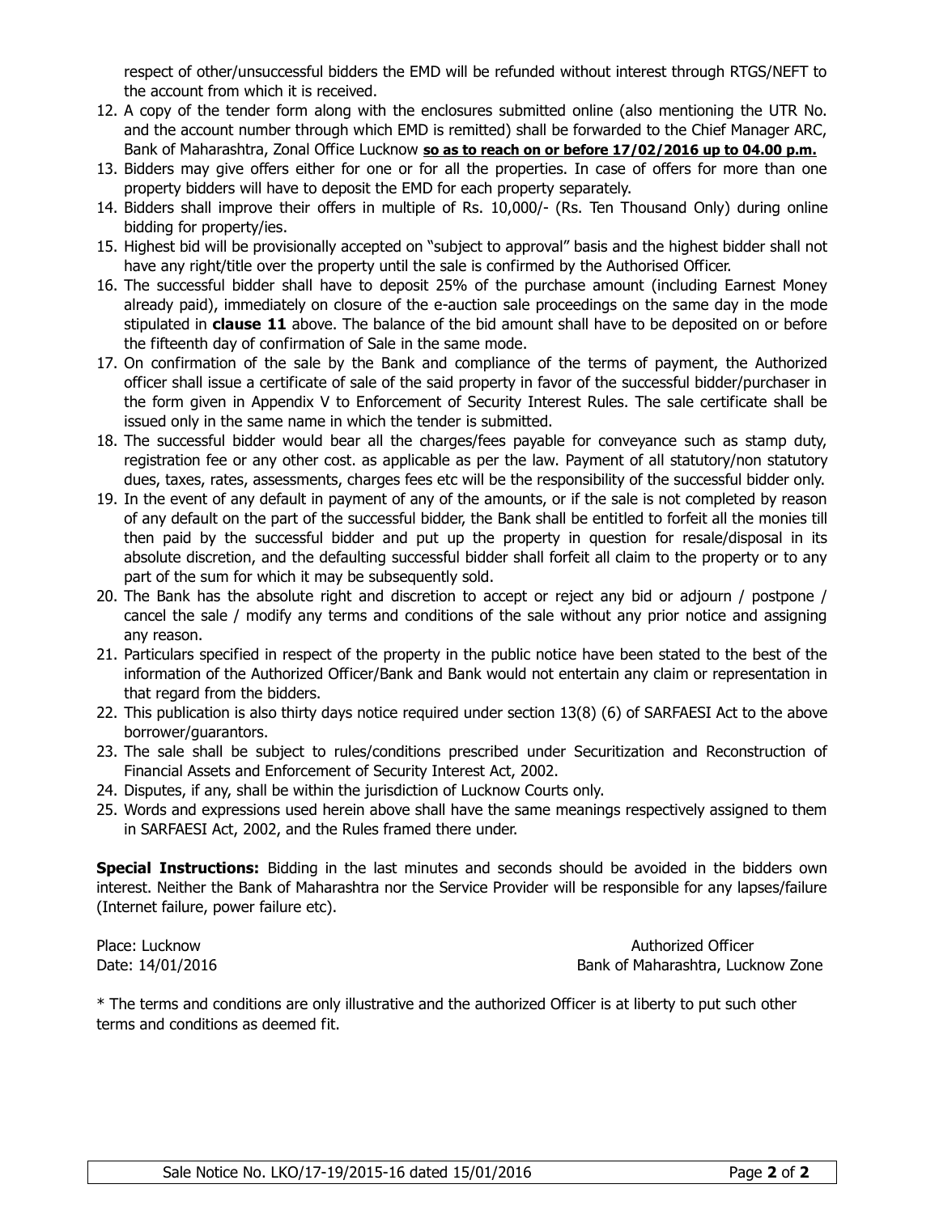respect of other/unsuccessful bidders the EMD will be refunded without interest through RTGS/NEFT to the account from which it is received.

12. A copy of the tender form along with the enclosures submitted online (also mentioning the UTR No. and the account number through which EMD is remitted) shall be forwarded to the Chief Manager ARC, Bank of Maharashtra, Zonal Office Lucknow **so as to reach on or before 17/02/2016 up to 04.00 p.m.**
13. Bidders may give offers either for one or for all the properties. In case of offers for more than one property bidders will have to deposit the EMD for each property separately.
14. Bidders shall improve their offers in multiple of Rs. 10,000/- (Rs. Ten Thousand Only) during online bidding for property/ies.
15. Highest bid will be provisionally accepted on "subject to approval" basis and the highest bidder shall not have any right/title over the property until the sale is confirmed by the Authorised Officer.
16. The successful bidder shall have to deposit 25% of the purchase amount (including Earnest Money already paid), immediately on closure of the e-auction sale proceedings on the same day in the mode stipulated in **clause 11** above. The balance of the bid amount shall have to be deposited on or before the fifteenth day of confirmation of Sale in the same mode.
17. On confirmation of the sale by the Bank and compliance of the terms of payment, the Authorized officer shall issue a certificate of sale of the said property in favor of the successful bidder/purchaser in the form given in Appendix V to Enforcement of Security Interest Rules. The sale certificate shall be issued only in the same name in which the tender is submitted.
18. The successful bidder would bear all the charges/fees payable for conveyance such as stamp duty, registration fee or any other cost. as applicable as per the law. Payment of all statutory/non statutory dues, taxes, rates, assessments, charges fees etc will be the responsibility of the successful bidder only.
19. In the event of any default in payment of any of the amounts, or if the sale is not completed by reason of any default on the part of the successful bidder, the Bank shall be entitled to forfeit all the monies till then paid by the successful bidder and put up the property in question for resale/disposal in its absolute discretion, and the defaulting successful bidder shall forfeit all claim to the property or to any part of the sum for which it may be subsequently sold.
20. The Bank has the absolute right and discretion to accept or reject any bid or adjourn / postpone / cancel the sale / modify any terms and conditions of the sale without any prior notice and assigning any reason.
21. Particulars specified in respect of the property in the public notice have been stated to the best of the information of the Authorized Officer/Bank and Bank would not entertain any claim or representation in that regard from the bidders.
22. This publication is also thirty days notice required under section 13(8) (6) of SARFAESI Act to the above borrower/guarantors.
23. The sale shall be subject to rules/conditions prescribed under Securitization and Reconstruction of Financial Assets and Enforcement of Security Interest Act, 2002.
24. Disputes, if any, shall be within the jurisdiction of Lucknow Courts only.
25. Words and expressions used herein above shall have the same meanings respectively assigned to them in SARFAESI Act, 2002, and the Rules framed there under.

**Special Instructions:** Bidding in the last minutes and seconds should be avoided in the bidders own interest. Neither the Bank of Maharashtra nor the Service Provider will be responsible for any lapses/failure (Internet failure, power failure etc).

Place: Lucknow
Date: 14/01/2016

Authorized Officer
Bank of Maharashtra, Lucknow Zone

* The terms and conditions are only illustrative and the authorized Officer is at liberty to put such other terms and conditions as deemed fit.

Sale Notice No. LKO/17-19/2015-16 dated 15/01/2016